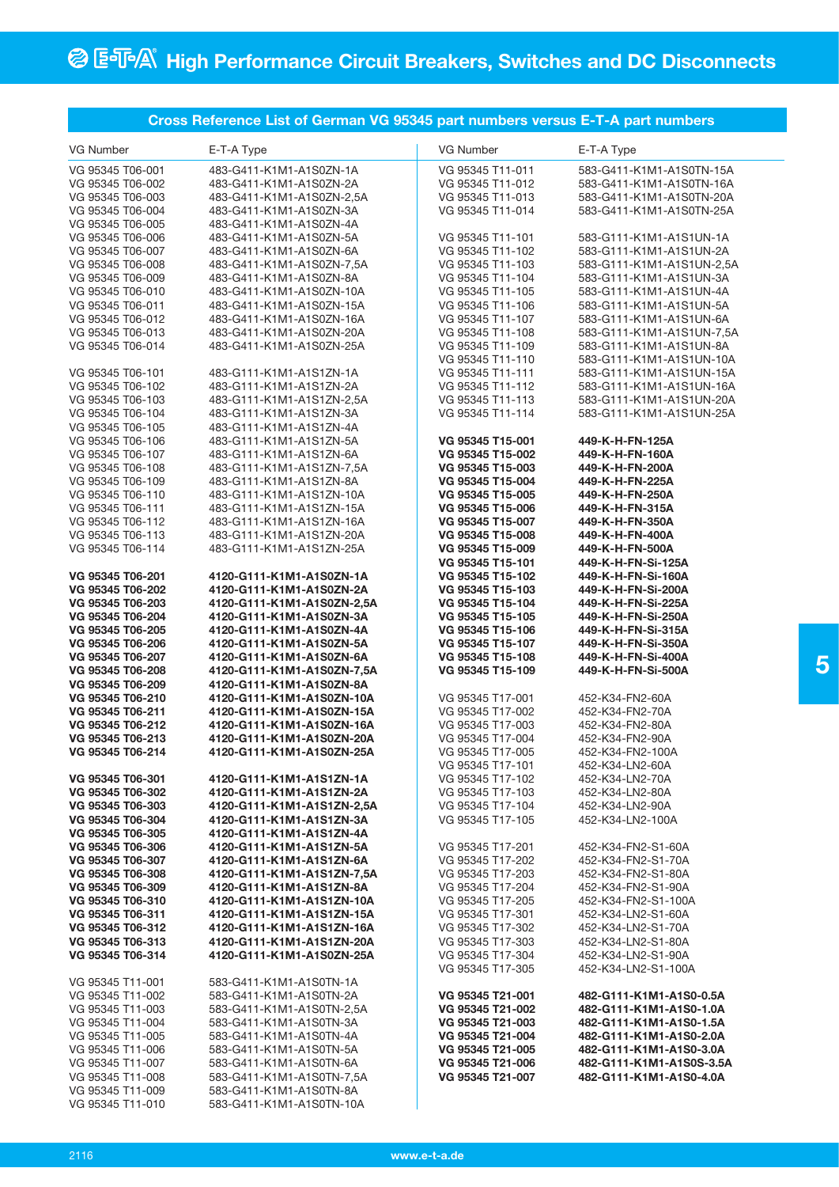# High Performance Circuit Breakers, Switches and DC Disconnects

## Cross Reference List of German VG 95345 part numbers versus E-T-A part numbers

| VG Number | E-T-A Type |
|---|---|
| VG 95345 T06-001 | 483-G411-K1M1-A1S0ZN-1A |
| VG 95345 T06-002 | 483-G411-K1M1-A1S0ZN-2A |
| VG 95345 T06-003 | 483-G411-K1M1-A1S0ZN-2,5A |
| VG 95345 T06-004 | 483-G411-K1M1-A1S0ZN-3A |
| VG 95345 T06-005 | 483-G411-K1M1-A1S0ZN-4A |
| VG 95345 T06-006 | 483-G411-K1M1-A1S0ZN-5A |
| VG 95345 T06-007 | 483-G411-K1M1-A1S0ZN-6A |
| VG 95345 T06-008 | 483-G411-K1M1-A1S0ZN-7,5A |
| VG 95345 T06-009 | 483-G411-K1M1-A1S0ZN-8A |
| VG 95345 T06-010 | 483-G411-K1M1-A1S0ZN-10A |
| VG 95345 T06-011 | 483-G411-K1M1-A1S0ZN-15A |
| VG 95345 T06-012 | 483-G411-K1M1-A1S0ZN-16A |
| VG 95345 T06-013 | 483-G411-K1M1-A1S0ZN-20A |
| VG 95345 T06-014 | 483-G411-K1M1-A1S0ZN-25A |
| VG 95345 T06-101 | 483-G111-K1M1-A1S1ZN-1A |
| VG 95345 T06-102 | 483-G111-K1M1-A1S1ZN-2A |
| VG 95345 T06-103 | 483-G111-K1M1-A1S1ZN-2,5A |
| VG 95345 T06-104 | 483-G111-K1M1-A1S1ZN-3A |
| VG 95345 T06-105 | 483-G111-K1M1-A1S1ZN-4A |
| VG 95345 T06-106 | 483-G111-K1M1-A1S1ZN-5A |
| VG 95345 T06-107 | 483-G111-K1M1-A1S1ZN-6A |
| VG 95345 T06-108 | 483-G111-K1M1-A1S1ZN-7,5A |
| VG 95345 T06-109 | 483-G111-K1M1-A1S1ZN-8A |
| VG 95345 T06-110 | 483-G111-K1M1-A1S1ZN-10A |
| VG 95345 T06-111 | 483-G111-K1M1-A1S1ZN-15A |
| VG 95345 T06-112 | 483-G111-K1M1-A1S1ZN-16A |
| VG 95345 T06-113 | 483-G111-K1M1-A1S1ZN-20A |
| VG 95345 T06-114 | 483-G111-K1M1-A1S1ZN-25A |
| **VG 95345 T06-201** | **4120-G111-K1M1-A1S0ZN-1A** |
| **VG 95345 T06-202** | **4120-G111-K1M1-A1S0ZN-2A** |
| **VG 95345 T06-203** | **4120-G111-K1M1-A1S0ZN-2,5A** |
| **VG 95345 T06-204** | **4120-G111-K1M1-A1S0ZN-3A** |
| **VG 95345 T06-205** | **4120-G111-K1M1-A1S0ZN-4A** |
| **VG 95345 T06-206** | **4120-G111-K1M1-A1S0ZN-5A** |
| **VG 95345 T06-207** | **4120-G111-K1M1-A1S0ZN-6A** |
| **VG 95345 T06-208** | **4120-G111-K1M1-A1S0ZN-7,5A** |
| **VG 95345 T06-209** | **4120-G111-K1M1-A1S0ZN-8A** |
| **VG 95345 T06-210** | **4120-G111-K1M1-A1S0ZN-10A** |
| **VG 95345 T06-211** | **4120-G111-K1M1-A1S0ZN-15A** |
| **VG 95345 T06-212** | **4120-G111-K1M1-A1S0ZN-16A** |
| **VG 95345 T06-213** | **4120-G111-K1M1-A1S0ZN-20A** |
| **VG 95345 T06-214** | **4120-G111-K1M1-A1S0ZN-25A** |
| **VG 95345 T06-301** | **4120-G111-K1M1-A1S1ZN-1A** |
| **VG 95345 T06-302** | **4120-G111-K1M1-A1S1ZN-2A** |
| **VG 95345 T06-303** | **4120-G111-K1M1-A1S1ZN-2,5A** |
| **VG 95345 T06-304** | **4120-G111-K1M1-A1S1ZN-3A** |
| **VG 95345 T06-305** | **4120-G111-K1M1-A1S1ZN-4A** |
| **VG 95345 T06-306** | **4120-G111-K1M1-A1S1ZN-5A** |
| **VG 95345 T06-307** | **4120-G111-K1M1-A1S1ZN-6A** |
| **VG 95345 T06-308** | **4120-G111-K1M1-A1S1ZN-7,5A** |
| **VG 95345 T06-309** | **4120-G111-K1M1-A1S1ZN-8A** |
| **VG 95345 T06-310** | **4120-G111-K1M1-A1S1ZN-10A** |
| **VG 95345 T06-311** | **4120-G111-K1M1-A1S1ZN-15A** |
| **VG 95345 T06-312** | **4120-G111-K1M1-A1S1ZN-16A** |
| **VG 95345 T06-313** | **4120-G111-K1M1-A1S1ZN-20A** |
| **VG 95345 T06-314** | **4120-G111-K1M1-A1S1ZN-25A** |
| VG 95345 T11-001 | 583-G411-K1M1-A1S0TN-1A |
| VG 95345 T11-002 | 583-G411-K1M1-A1S0TN-2A |
| VG 95345 T11-003 | 583-G411-K1M1-A1S0TN-2,5A |
| VG 95345 T11-004 | 583-G411-K1M1-A1S0TN-3A |
| VG 95345 T11-005 | 583-G411-K1M1-A1S0TN-4A |
| VG 95345 T11-006 | 583-G411-K1M1-A1S0TN-5A |
| VG 95345 T11-007 | 583-G411-K1M1-A1S0TN-6A |
| VG 95345 T11-008 | 583-G411-K1M1-A1S0TN-7,5A |
| VG 95345 T11-009 | 583-G411-K1M1-A1S0TN-8A |
| VG 95345 T11-010 | 583-G411-K1M1-A1S0TN-10A |
| VG 95345 T11-011 | 583-G411-K1M1-A1S0TN-15A |
| VG 95345 T11-012 | 583-G411-K1M1-A1S0TN-16A |
| VG 95345 T11-013 | 583-G411-K1M1-A1S0TN-20A |
| VG 95345 T11-014 | 583-G411-K1M1-A1S0TN-25A |
| VG 95345 T11-101 | 583-G111-K1M1-A1S1UN-1A |
| VG 95345 T11-102 | 583-G111-K1M1-A1S1UN-2A |
| VG 95345 T11-103 | 583-G111-K1M1-A1S1UN-2,5A |
| VG 95345 T11-104 | 583-G111-K1M1-A1S1UN-3A |
| VG 95345 T11-105 | 583-G111-K1M1-A1S1UN-4A |
| VG 95345 T11-106 | 583-G111-K1M1-A1S1UN-5A |
| VG 95345 T11-107 | 583-G111-K1M1-A1S1UN-6A |
| VG 95345 T11-108 | 583-G111-K1M1-A1S1UN-7,5A |
| VG 95345 T11-109 | 583-G111-K1M1-A1S1UN-8A |
| VG 95345 T11-110 | 583-G111-K1M1-A1S1UN-10A |
| VG 95345 T11-111 | 583-G111-K1M1-A1S1UN-15A |
| VG 95345 T11-112 | 583-G111-K1M1-A1S1UN-16A |
| VG 95345 T11-113 | 583-G111-K1M1-A1S1UN-20A |
| VG 95345 T11-114 | 583-G111-K1M1-A1S1UN-25A |
| **VG 95345 T15-001** | **449-K-H-FN-125A** |
| **VG 95345 T15-002** | **449-K-H-FN-160A** |
| **VG 95345 T15-003** | **449-K-H-FN-200A** |
| **VG 95345 T15-004** | **449-K-H-FN-225A** |
| **VG 95345 T15-005** | **449-K-H-FN-250A** |
| **VG 95345 T15-006** | **449-K-H-FN-315A** |
| **VG 95345 T15-007** | **449-K-H-FN-350A** |
| **VG 95345 T15-008** | **449-K-H-FN-400A** |
| **VG 95345 T15-009** | **449-K-H-FN-500A** |
| **VG 95345 T15-101** | **449-K-H-FN-Si-125A** |
| **VG 95345 T15-102** | **449-K-H-FN-Si-160A** |
| **VG 95345 T15-103** | **449-K-H-FN-Si-200A** |
| **VG 95345 T15-104** | **449-K-H-FN-Si-225A** |
| **VG 95345 T15-105** | **449-K-H-FN-Si-250A** |
| **VG 95345 T15-106** | **449-K-H-FN-Si-315A** |
| **VG 95345 T15-107** | **449-K-H-FN-Si-350A** |
| **VG 95345 T15-108** | **449-K-H-FN-Si-400A** |
| **VG 95345 T15-109** | **449-K-H-FN-Si-500A** |
| VG 95345 T17-001 | 452-K34-FN2-60A |
| VG 95345 T17-002 | 452-K34-FN2-70A |
| VG 95345 T17-003 | 452-K34-FN2-80A |
| VG 95345 T17-004 | 452-K34-FN2-90A |
| VG 95345 T17-005 | 452-K34-FN2-100A |
| VG 95345 T17-101 | 452-K34-LN2-60A |
| VG 95345 T17-102 | 452-K34-LN2-70A |
| VG 95345 T17-103 | 452-K34-LN2-80A |
| VG 95345 T17-104 | 452-K34-LN2-90A |
| VG 95345 T17-105 | 452-K34-LN2-100A |
| VG 95345 T17-201 | 452-K34-FN2-S1-60A |
| VG 95345 T17-202 | 452-K34-FN2-S1-70A |
| VG 95345 T17-203 | 452-K34-FN2-S1-80A |
| VG 95345 T17-204 | 452-K34-FN2-S1-90A |
| VG 95345 T17-205 | 452-K34-FN2-S1-100A |
| VG 95345 T17-301 | 452-K34-LN2-S1-60A |
| VG 95345 T17-302 | 452-K34-LN2-S1-70A |
| VG 95345 T17-303 | 452-K34-LN2-S1-80A |
| VG 95345 T17-304 | 452-K34-LN2-S1-90A |
| VG 95345 T17-305 | 452-K34-LN2-S1-100A |
| **VG 95345 T21-001** | **482-G111-K1M1-A1S0-0.5A** |
| **VG 95345 T21-002** | **482-G111-K1M1-A1S0-1.0A** |
| **VG 95345 T21-003** | **482-G111-K1M1-A1S0-1.5A** |
| **VG 95345 T21-004** | **482-G111-K1M1-A1S0-2.0A** |
| **VG 95345 T21-005** | **482-G111-K1M1-A1S0-3.0A** |
| **VG 95345 T21-006** | **482-G111-K1M1-A1S0S-3.5A** |
| **VG 95345 T21-007** | **482-G111-K1M1-A1S0-4.0A** |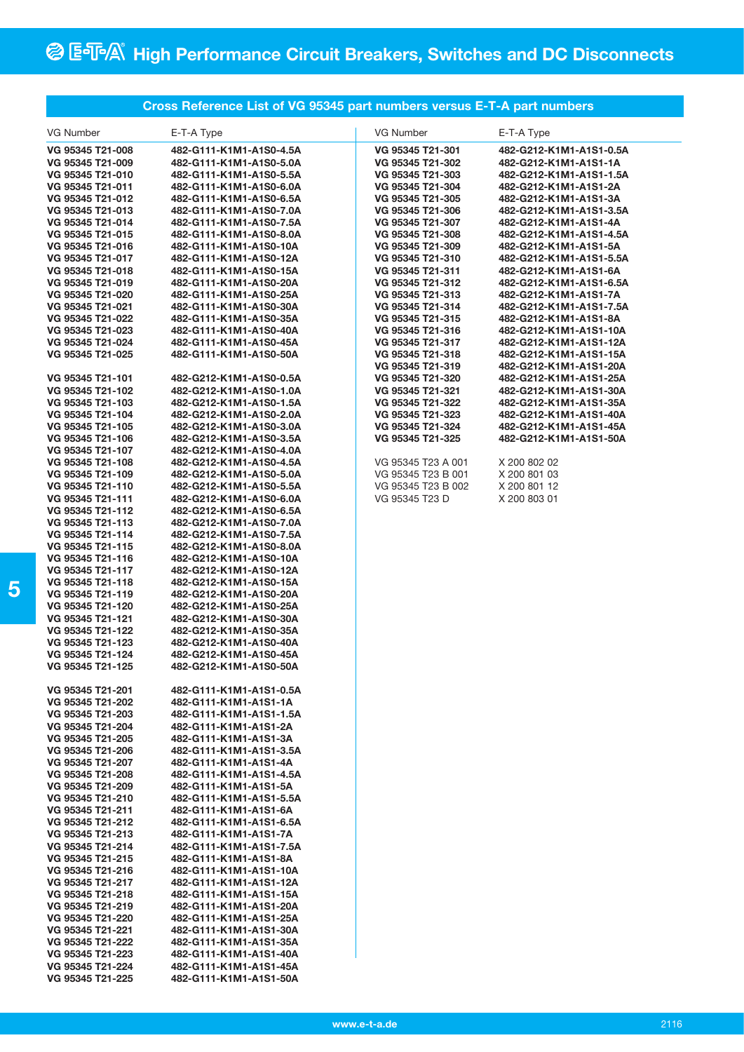## Cross Reference List of VG 95345 part numbers versus E-T-A part numbers

| VG Number | E-T-A Type |
|---|---|
| VG 95345 T21-008 | 482-G111-K1M1-A1S0-4.5A |
| VG 95345 T21-009 | 482-G111-K1M1-A1S0-5.0A |
| VG 95345 T21-010 | 482-G111-K1M1-A1S0-5.5A |
| VG 95345 T21-011 | 482-G111-K1M1-A1S0-6.0A |
| VG 95345 T21-012 | 482-G111-K1M1-A1S0-6.5A |
| VG 95345 T21-013 | 482-G111-K1M1-A1S0-7.0A |
| VG 95345 T21-014 | 482-G111-K1M1-A1S0-7.5A |
| VG 95345 T21-015 | 482-G111-K1M1-A1S0-8.0A |
| VG 95345 T21-016 | 482-G111-K1M1-A1S0-10A |
| VG 95345 T21-017 | 482-G111-K1M1-A1S0-12A |
| VG 95345 T21-018 | 482-G111-K1M1-A1S0-15A |
| VG 95345 T21-019 | 482-G111-K1M1-A1S0-20A |
| VG 95345 T21-020 | 482-G111-K1M1-A1S0-25A |
| VG 95345 T21-021 | 482-G111-K1M1-A1S0-30A |
| VG 95345 T21-022 | 482-G111-K1M1-A1S0-35A |
| VG 95345 T21-023 | 482-G111-K1M1-A1S0-40A |
| VG 95345 T21-024 | 482-G111-K1M1-A1S0-45A |
| VG 95345 T21-025 | 482-G111-K1M1-A1S0-50A |
| VG 95345 T21-101 | 482-G212-K1M1-A1S0-0.5A |
| VG 95345 T21-102 | 482-G212-K1M1-A1S0-1.0A |
| VG 95345 T21-103 | 482-G212-K1M1-A1S0-1.5A |
| VG 95345 T21-104 | 482-G212-K1M1-A1S0-2.0A |
| VG 95345 T21-105 | 482-G212-K1M1-A1S0-3.0A |
| VG 95345 T21-106 | 482-G212-K1M1-A1S0-3.5A |
| VG 95345 T21-107 | 482-G212-K1M1-A1S0-4.0A |
| VG 95345 T21-108 | 482-G212-K1M1-A1S0-4.5A |
| VG 95345 T21-109 | 482-G212-K1M1-A1S0-5.0A |
| VG 95345 T21-110 | 482-G212-K1M1-A1S0-5.5A |
| VG 95345 T21-111 | 482-G212-K1M1-A1S0-6.0A |
| VG 95345 T21-112 | 482-G212-K1M1-A1S0-6.5A |
| VG 95345 T21-113 | 482-G212-K1M1-A1S0-7.0A |
| VG 95345 T21-114 | 482-G212-K1M1-A1S0-7.5A |
| VG 95345 T21-115 | 482-G212-K1M1-A1S0-8.0A |
| VG 95345 T21-116 | 482-G212-K1M1-A1S0-10A |
| VG 95345 T21-117 | 482-G212-K1M1-A1S0-12A |
| VG 95345 T21-118 | 482-G212-K1M1-A1S0-15A |
| VG 95345 T21-119 | 482-G212-K1M1-A1S0-20A |
| VG 95345 T21-120 | 482-G212-K1M1-A1S0-25A |
| VG 95345 T21-121 | 482-G212-K1M1-A1S0-30A |
| VG 95345 T21-122 | 482-G212-K1M1-A1S0-35A |
| VG 95345 T21-123 | 482-G212-K1M1-A1S0-40A |
| VG 95345 T21-124 | 482-G212-K1M1-A1S0-45A |
| VG 95345 T21-125 | 482-G212-K1M1-A1S0-50A |
| VG 95345 T21-201 | 482-G111-K1M1-A1S1-0.5A |
| VG 95345 T21-202 | 482-G111-K1M1-A1S1-1A |
| VG 95345 T21-203 | 482-G111-K1M1-A1S1-1.5A |
| VG 95345 T21-204 | 482-G111-K1M1-A1S1-2A |
| VG 95345 T21-205 | 482-G111-K1M1-A1S1-3A |
| VG 95345 T21-206 | 482-G111-K1M1-A1S1-3.5A |
| VG 95345 T21-207 | 482-G111-K1M1-A1S1-4A |
| VG 95345 T21-208 | 482-G111-K1M1-A1S1-4.5A |
| VG 95345 T21-209 | 482-G111-K1M1-A1S1-5A |
| VG 95345 T21-210 | 482-G111-K1M1-A1S1-5.5A |
| VG 95345 T21-211 | 482-G111-K1M1-A1S1-6A |
| VG 95345 T21-212 | 482-G111-K1M1-A1S1-6.5A |
| VG 95345 T21-213 | 482-G111-K1M1-A1S1-7A |
| VG 95345 T21-214 | 482-G111-K1M1-A1S1-7.5A |
| VG 95345 T21-215 | 482-G111-K1M1-A1S1-8A |
| VG 95345 T21-216 | 482-G111-K1M1-A1S1-10A |
| VG 95345 T21-217 | 482-G111-K1M1-A1S1-12A |
| VG 95345 T21-218 | 482-G111-K1M1-A1S1-15A |
| VG 95345 T21-219 | 482-G111-K1M1-A1S1-20A |
| VG 95345 T21-220 | 482-G111-K1M1-A1S1-25A |
| VG 95345 T21-221 | 482-G111-K1M1-A1S1-30A |
| VG 95345 T21-222 | 482-G111-K1M1-A1S1-35A |
| VG 95345 T21-223 | 482-G111-K1M1-A1S1-40A |
| VG 95345 T21-224 | 482-G111-K1M1-A1S1-45A |
| VG 95345 T21-225 | 482-G111-K1M1-A1S1-50A |
| VG 95345 T21-301 | 482-G212-K1M1-A1S1-0.5A |
| VG 95345 T21-302 | 482-G212-K1M1-A1S1-1A |
| VG 95345 T21-303 | 482-G212-K1M1-A1S1-1.5A |
| VG 95345 T21-304 | 482-G212-K1M1-A1S1-2A |
| VG 95345 T21-305 | 482-G212-K1M1-A1S1-3A |
| VG 95345 T21-306 | 482-G212-K1M1-A1S1-3.5A |
| VG 95345 T21-307 | 482-G212-K1M1-A1S1-4A |
| VG 95345 T21-308 | 482-G212-K1M1-A1S1-4.5A |
| VG 95345 T21-309 | 482-G212-K1M1-A1S1-5A |
| VG 95345 T21-310 | 482-G212-K1M1-A1S1-5.5A |
| VG 95345 T21-311 | 482-G212-K1M1-A1S1-6A |
| VG 95345 T21-312 | 482-G212-K1M1-A1S1-6.5A |
| VG 95345 T21-313 | 482-G212-K1M1-A1S1-7A |
| VG 95345 T21-314 | 482-G212-K1M1-A1S1-7.5A |
| VG 95345 T21-315 | 482-G212-K1M1-A1S1-8A |
| VG 95345 T21-316 | 482-G212-K1M1-A1S1-10A |
| VG 95345 T21-317 | 482-G212-K1M1-A1S1-12A |
| VG 95345 T21-318 | 482-G212-K1M1-A1S1-15A |
| VG 95345 T21-319 | 482-G212-K1M1-A1S1-20A |
| VG 95345 T21-320 | 482-G212-K1M1-A1S1-25A |
| VG 95345 T21-321 | 482-G212-K1M1-A1S1-30A |
| VG 95345 T21-322 | 482-G212-K1M1-A1S1-35A |
| VG 95345 T21-323 | 482-G212-K1M1-A1S1-40A |
| VG 95345 T21-324 | 482-G212-K1M1-A1S1-45A |
| VG 95345 T21-325 | 482-G212-K1M1-A1S1-50A |
| VG 95345 T23 A 001 | X 200 802 02 |
| VG 95345 T23 B 001 | X 200 801 03 |
| VG 95345 T23 B 002 | X 200 801 12 |
| VG 95345 T23 D | X 200 803 01 |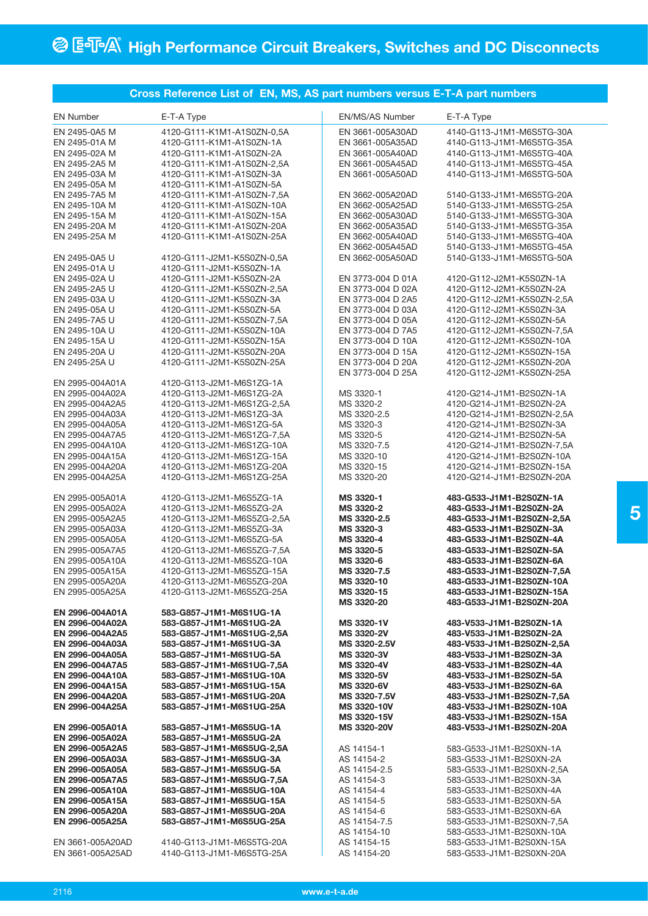# High Performance Circuit Breakers, Switches and DC Disconnects

## Cross Reference List of EN, MS, AS part numbers versus E-T-A part numbers

| EN Number | E-T-A Type |
|---|---|
| EN 2495-0A5 M | 4120-G111-K1M1-A1S0ZN-0,5A |
| EN 2495-01A M | 4120-G111-K1M1-A1S0ZN-1A |
| EN 2495-02A M | 4120-G111-K1M1-A1S0ZN-2A |
| EN 2495-2A5 M | 4120-G111-K1M1-A1S0ZN-2,5A |
| EN 2495-03A M | 4120-G111-K1M1-A1S0ZN-3A |
| EN 2495-05A M | 4120-G111-K1M1-A1S0ZN-5A |
| EN 2495-7A5 M | 4120-G111-K1M1-A1S0ZN-7,5A |
| EN 2495-10A M | 4120-G111-K1M1-A1S0ZN-10A |
| EN 2495-15A M | 4120-G111-K1M1-A1S0ZN-15A |
| EN 2495-20A M | 4120-G111-K1M1-A1S0ZN-20A |
| EN 2495-25A M | 4120-G111-K1M1-A1S0ZN-25A |
| EN 2495-0A5 U | 4120-G111-J2M1-K5S0ZN-0,5A |
| EN 2495-01A U | 4120-G111-J2M1-K5S0ZN-1A |
| EN 2495-02A U | 4120-G111-J2M1-K5S0ZN-2A |
| EN 2495-2A5 U | 4120-G111-J2M1-K5S0ZN-2,5A |
| EN 2495-03A U | 4120-G111-J2M1-K5S0ZN-3A |
| EN 2495-05A U | 4120-G111-J2M1-K5S0ZN-5A |
| EN 2495-7A5 U | 4120-G111-J2M1-K5S0ZN-7,5A |
| EN 2495-10A U | 4120-G111-J2M1-K5S0ZN-10A |
| EN 2495-15A U | 4120-G111-J2M1-K5S0ZN-15A |
| EN 2495-20A U | 4120-G111-J2M1-K5S0ZN-20A |
| EN 2495-25A U | 4120-G111-J2M1-K5S0ZN-25A |
| EN 2995-004A01A | 4120-G113-J2M1-M6S1ZG-1A |
| EN 2995-004A02A | 4120-G113-J2M1-M6S1ZG-2A |
| EN 2995-004A2A5 | 4120-G113-J2M1-M6S1ZG-2,5A |
| EN 2995-004A03A | 4120-G113-J2M1-M6S1ZG-3A |
| EN 2995-004A05A | 4120-G113-J2M1-M6S1ZG-5A |
| EN 2995-004A7A5 | 4120-G113-J2M1-M6S1ZG-7,5A |
| EN 2995-004A10A | 4120-G113-J2M1-M6S1ZG-10A |
| EN 2995-004A15A | 4120-G113-J2M1-M6S1ZG-15A |
| EN 2995-004A20A | 4120-G113-J2M1-M6S1ZG-20A |
| EN 2995-004A25A | 4120-G113-J2M1-M6S1ZG-25A |
| EN 2995-005A01A | 4120-G113-J2M1-M6S5ZG-1A |
| EN 2995-005A02A | 4120-G113-J2M1-M6S5ZG-2A |
| EN 2995-005A2A5 | 4120-G113-J2M1-M6S5ZG-2,5A |
| EN 2995-005A03A | 4120-G113-J2M1-M6S5ZG-3A |
| EN 2995-005A05A | 4120-G113-J2M1-M6S5ZG-5A |
| EN 2995-005A7A5 | 4120-G113-J2M1-M6S5ZG-7,5A |
| EN 2995-005A10A | 4120-G113-J2M1-M6S5ZG-10A |
| EN 2995-005A15A | 4120-G113-J2M1-M6S5ZG-15A |
| EN 2995-005A20A | 4120-G113-J2M1-M6S5ZG-20A |
| EN 2995-005A25A | 4120-G113-J2M1-M6S5ZG-25A |
| **EN 2996-004A01A** | **583-G857-J1M1-M6S1UG-1A** |
| **EN 2996-004A02A** | **583-G857-J1M1-M6S1UG-2A** |
| **EN 2996-004A2A5** | **583-G857-J1M1-M6S1UG-2,5A** |
| **EN 2996-004A03A** | **583-G857-J1M1-M6S1UG-3A** |
| **EN 2996-004A05A** | **583-G857-J1M1-M6S1UG-5A** |
| **EN 2996-004A7A5** | **583-G857-J1M1-M6S1UG-7,5A** |
| **EN 2996-004A10A** | **583-G857-J1M1-M6S1UG-10A** |
| **EN 2996-004A15A** | **583-G857-J1M1-M6S1UG-15A** |
| **EN 2996-004A20A** | **583-G857-J1M1-M6S1UG-20A** |
| **EN 2996-004A25A** | **583-G857-J1M1-M6S1UG-25A** |
| **EN 2996-005A01A** | **583-G857-J1M1-M6S5UG-1A** |
| **EN 2996-005A02A** | **583-G857-J1M1-M6S5UG-2A** |
| **EN 2996-005A2A5** | **583-G857-J1M1-M6S5UG-2,5A** |
| **EN 2996-005A03A** | **583-G857-J1M1-M6S5UG-3A** |
| **EN 2996-005A05A** | **583-G857-J1M1-M6S5UG-5A** |
| **EN 2996-005A7A5** | **583-G857-J1M1-M6S5UG-7,5A** |
| **EN 2996-005A10A** | **583-G857-J1M1-M6S5UG-10A** |
| **EN 2996-005A15A** | **583-G857-J1M1-M6S5UG-15A** |
| **EN 2996-005A20A** | **583-G857-J1M1-M6S5UG-20A** |
| **EN 2996-005A25A** | **583-G857-J1M1-M6S5UG-25A** |
| EN 3661-005A20AD | 4140-G113-J1M1-M6S5TG-20A |
| EN 3661-005A25AD | 4140-G113-J1M1-M6S5TG-25A |

| EN/MS/AS Number | E-T-A Type |
|---|---|
| EN 3661-005A30AD | 4140-G113-J1M1-M6S5TG-30A |
| EN 3661-005A35AD | 4140-G113-J1M1-M6S5TG-35A |
| EN 3661-005A40AD | 4140-G113-J1M1-M6S5TG-40A |
| EN 3661-005A45AD | 4140-G113-J1M1-M6S5TG-45A |
| EN 3661-005A50AD | 4140-G113-J1M1-M6S5TG-50A |
| EN 3662-005A20AD | 5140-G133-J1M1-M6S5TG-20A |
| EN 3662-005A25AD | 5140-G133-J1M1-M6S5TG-25A |
| EN 3662-005A30AD | 5140-G133-J1M1-M6S5TG-30A |
| EN 3662-005A35AD | 5140-G133-J1M1-M6S5TG-35A |
| EN 3662-005A40AD | 5140-G133-J1M1-M6S5TG-40A |
| EN 3662-005A45AD | 5140-G133-J1M1-M6S5TG-45A |
| EN 3662-005A50AD | 5140-G133-J1M1-M6S5TG-50A |
| EN 3773-004 D 01A | 4120-G112-J2M1-K5S0ZN-1A |
| EN 3773-004 D 02A | 4120-G112-J2M1-K5S0ZN-2A |
| EN 3773-004 D 2A5 | 4120-G112-J2M1-K5S0ZN-2,5A |
| EN 3773-004 D 03A | 4120-G112-J2M1-K5S0ZN-3A |
| EN 3773-004 D 05A | 4120-G112-J2M1-K5S0ZN-5A |
| EN 3773-004 D 7A5 | 4120-G112-J2M1-K5S0ZN-7,5A |
| EN 3773-004 D 10A | 4120-G112-J2M1-K5S0ZN-10A |
| EN 3773-004 D 15A | 4120-G112-J2M1-K5S0ZN-15A |
| EN 3773-004 D 20A | 4120-G112-J2M1-K5S0ZN-20A |
| EN 3773-004 D 25A | 4120-G112-J2M1-K5S0ZN-25A |
| MS 3320-1 | 4120-G214-J1M1-B2S0ZN-1A |
| MS 3320-2 | 4120-G214-J1M1-B2S0ZN-2A |
| MS 3320-2.5 | 4120-G214-J1M1-B2S0ZN-2,5A |
| MS 3320-3 | 4120-G214-J1M1-B2S0ZN-3A |
| MS 3320-5 | 4120-G214-J1M1-B2S0ZN-5A |
| MS 3320-7.5 | 4120-G214-J1M1-B2S0ZN-7,5A |
| MS 3320-10 | 4120-G214-J1M1-B2S0ZN-10A |
| MS 3320-15 | 4120-G214-J1M1-B2S0ZN-15A |
| MS 3320-20 | 4120-G214-J1M1-B2S0ZN-20A |
| **MS 3320-1** | **483-G533-J1M1-B2S0ZN-1A** |
| **MS 3320-2** | **483-G533-J1M1-B2S0ZN-2A** |
| **MS 3320-2.5** | **483-G533-J1M1-B2S0ZN-2,5A** |
| **MS 3320-3** | **483-G533-J1M1-B2S0ZN-3A** |
| **MS 3320-4** | **483-G533-J1M1-B2S0ZN-4A** |
| **MS 3320-5** | **483-G533-J1M1-B2S0ZN-5A** |
| **MS 3320-6** | **483-G533-J1M1-B2S0ZN-6A** |
| **MS 3320-7.5** | **483-G533-J1M1-B2S0ZN-7,5A** |
| **MS 3320-10** | **483-G533-J1M1-B2S0ZN-10A** |
| **MS 3320-15** | **483-G533-J1M1-B2S0ZN-15A** |
| **MS 3320-20** | **483-G533-J1M1-B2S0ZN-20A** |
| **MS 3320-1V** | **483-V533-J1M1-B2S0ZN-1A** |
| **MS 3320-2V** | **483-V533-J1M1-B2S0ZN-2A** |
| **MS 3320-2.5V** | **483-V533-J1M1-B2S0ZN-2,5A** |
| **MS 3320-3V** | **483-V533-J1M1-B2S0ZN-3A** |
| **MS 3320-4V** | **483-V533-J1M1-B2S0ZN-4A** |
| **MS 3320-5V** | **483-V533-J1M1-B2S0ZN-5A** |
| **MS 3320-6V** | **483-V533-J1M1-B2S0ZN-6A** |
| **MS 3320-7.5V** | **483-V533-J1M1-B2S0ZN-7,5A** |
| **MS 3320-10V** | **483-V533-J1M1-B2S0ZN-10A** |
| **MS 3320-15V** | **483-V533-J1M1-B2S0ZN-15A** |
| **MS 3320-20V** | **483-V533-J1M1-B2S0ZN-20A** |
| AS 14154-1 | 583-G533-J1M1-B2S0XN-1A |
| AS 14154-2 | 583-G533-J1M1-B2S0XN-2A |
| AS 14154-2.5 | 583-G533-J1M1-B2S0XN-2,5A |
| AS 14154-3 | 583-G533-J1M1-B2S0XN-3A |
| AS 14154-4 | 583-G533-J1M1-B2S0XN-4A |
| AS 14154-5 | 583-G533-J1M1-B2S0XN-5A |
| AS 14154-6 | 583-G533-J1M1-B2S0XN-6A |
| AS 14154-7.5 | 583-G533-J1M1-B2S0XN-7,5A |
| AS 14154-10 | 583-G533-J1M1-B2S0XN-10A |
| AS 14154-15 | 583-G533-J1M1-B2S0XN-15A |
| AS 14154-20 | 583-G533-J1M1-B2S0XN-20A |